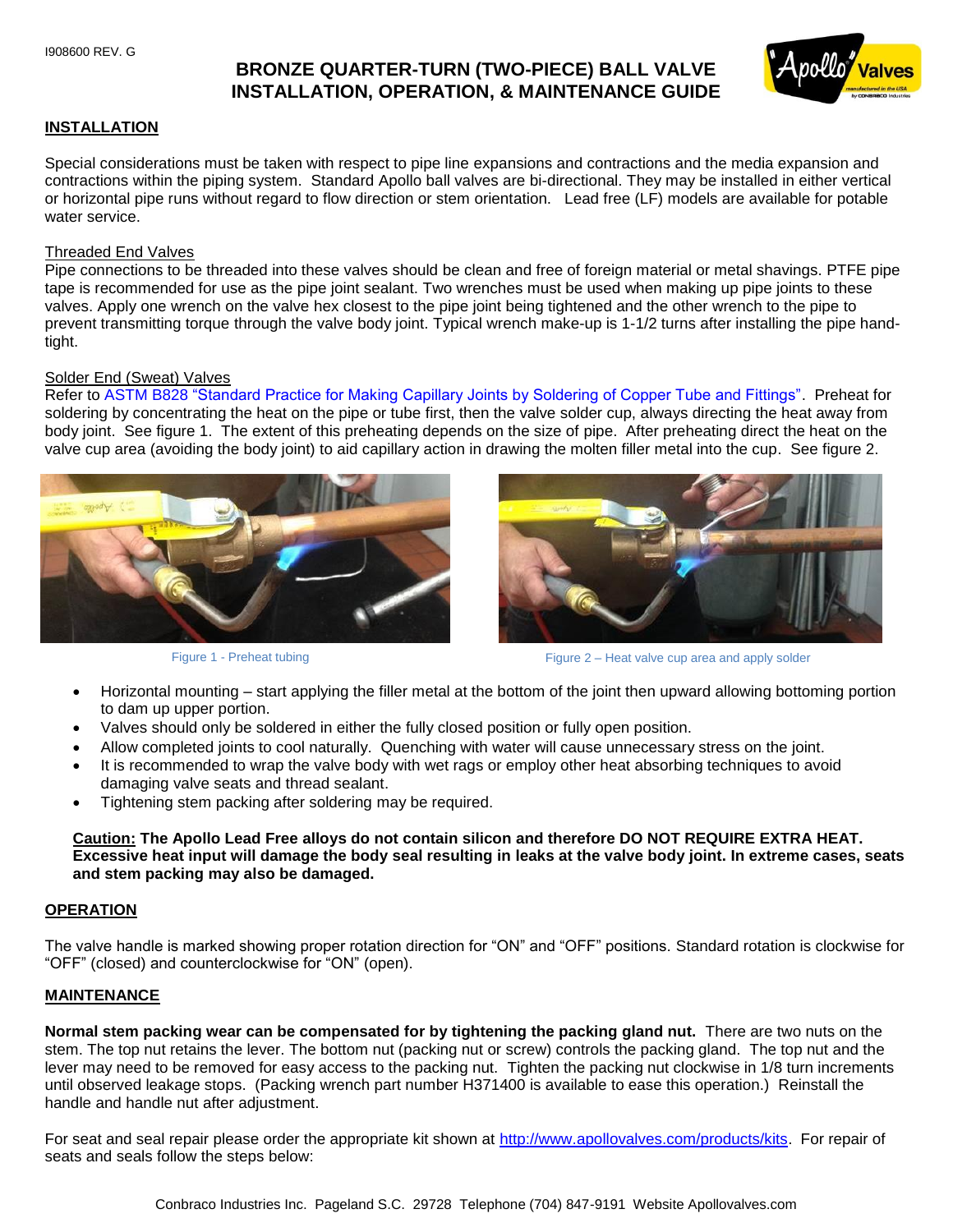I908600 REV. G

# BRONZE QUARTER-TURN (TWO-PIECE) BALL VALVE INSTALLATION, OPERATION, & MAINTENANCE GUIDE

## INSTALLATION

Special considerations must be taken with respect to pipe line expansions and contractions and the media expansion and contractions within the piping system. Standard Apollo ball valves are bi-directional. They may be installed in either vertical or horizontal pipe runs without regard to flow direction or stem orientation. Lead free (LF) models are available for potable water service.

### Threaded End Valves

Pipe connections to be threaded into these valves should be clean and free of foreign material or metal shavings. PTFE pipe tape is recommended for use as the pipe joint sealant. Two wrenches must be used when making up pipe joints to these valves. Apply one wrench on the valve hex closest to the pipe joint being tightened and the other wrench to the pipe to prevent transmitting torque through the valve body joint. Typical wrench make-up is 1-1/2 turns after installing the pipe hand-tight.

### Solder End (Sweat) Valves

Refer to ASTM B828 "Standard Practice for Making Capillary Joints by Soldering of Copper Tube and Fittings". Preheat for soldering by concentrating the heat on the pipe or tube first, then the valve solder cup, always directing the heat away from body joint. See figure 1. The extent of this preheating depends on the size of pipe. After preheating direct the heat on the valve cup area (avoiding the body joint) to aid capillary action in drawing the molten filler metal into the cup. See figure 2.

Figure 1 - Preheat tubing

Figure 2 – Heat valve cup area and apply solder

- Horizontal mounting – start applying the filler metal at the bottom of the joint then upward allowing bottoming portion to dam up upper portion.
- Valves should only be soldered in either the fully closed position or fully open position.
- Allow completed joints to cool naturally. Quenching with water will cause unnecessary stress on the joint.
- It is recommended to wrap the valve body with wet rags or employ other heat absorbing techniques to avoid damaging valve seats and thread sealant.
- Tightening stem packing after soldering may be required.

**Caution: The Apollo Lead Free alloys do not contain silicon and therefore DO NOT REQUIRE EXTRA HEAT. Excessive heat input will damage the body seal resulting in leaks at the valve body joint. In extreme cases, seats and stem packing may also be damaged.**

## OPERATION

The valve handle is marked showing proper rotation direction for "ON" and "OFF" positions. Standard rotation is clockwise for "OFF" (closed) and counterclockwise for "ON" (open).

## MAINTENANCE

**Normal stem packing wear can be compensated for by tightening the packing gland nut.** There are two nuts on the stem. The top nut retains the lever. The bottom nut (packing nut or screw) controls the packing gland. The top nut and the lever may need to be removed for easy access to the packing nut. Tighten the packing nut clockwise in 1/8 turn increments until observed leakage stops. (Packing wrench part number H371400 is available to ease this operation.) Reinstall the handle and handle nut after adjustment.

For seat and seal repair please order the appropriate kit shown at http://www.apollovalves.com/products/kits. For repair of seats and seals follow the steps below: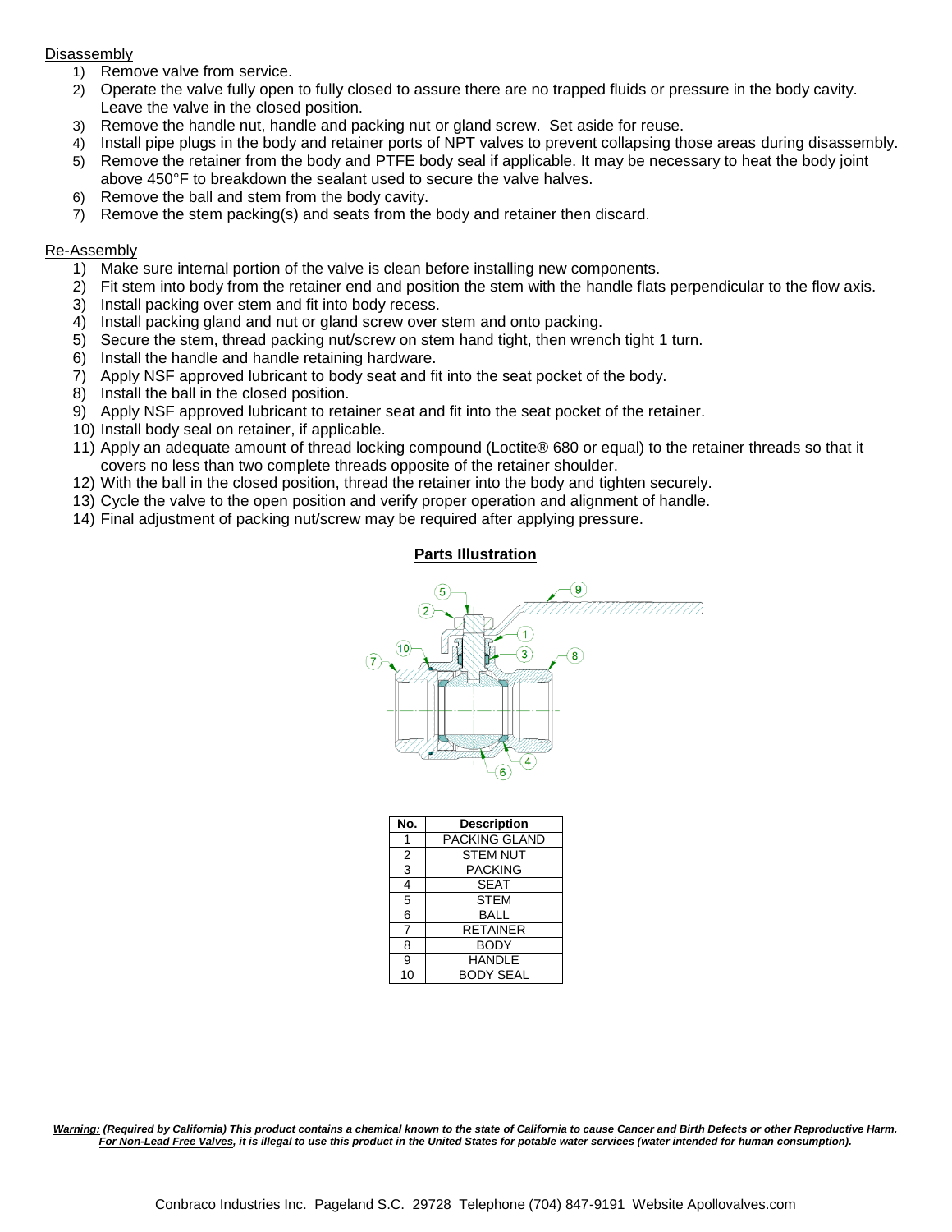Disassembly

1) Remove valve from service.
2) Operate the valve fully open to fully closed to assure there are no trapped fluids or pressure in the body cavity. Leave the valve in the closed position.
3) Remove the handle nut, handle and packing nut or gland screw. Set aside for reuse.
4) Install pipe plugs in the body and retainer ports of NPT valves to prevent collapsing those areas during disassembly.
5) Remove the retainer from the body and PTFE body seal if applicable. It may be necessary to heat the body joint above 450°F to breakdown the sealant used to secure the valve halves.
6) Remove the ball and stem from the body cavity.
7) Remove the stem packing(s) and seats from the body and retainer then discard.

Re-Assembly

1) Make sure internal portion of the valve is clean before installing new components.
2) Fit stem into body from the retainer end and position the stem with the handle flats perpendicular to the flow axis.
3) Install packing over stem and fit into body recess.
4) Install packing gland and nut or gland screw over stem and onto packing.
5) Secure the stem, thread packing nut/screw on stem hand tight, then wrench tight 1 turn.
6) Install the handle and handle retaining hardware.
7) Apply NSF approved lubricant to body seat and fit into the seat pocket of the body.
8) Install the ball in the closed position.
9) Apply NSF approved lubricant to retainer seat and fit into the seat pocket of the retainer.
10) Install body seal on retainer, if applicable.
11) Apply an adequate amount of thread locking compound (Loctite® 680 or equal) to the retainer threads so that it covers no less than two complete threads opposite of the retainer shoulder.
12) With the ball in the closed position, thread the retainer into the body and tighten securely.
13) Cycle the valve to the open position and verify proper operation and alignment of handle.
14) Final adjustment of packing nut/screw may be required after applying pressure.

**Parts Illustration**

5 2 9 1 10 3 8 7 4 6

| No. | Description |
|---|---|
| 1 | PACKING GLAND |
| 2 | STEM NUT |
| 3 | PACKING |
| 4 | SEAT |
| 5 | STEM |
| 6 | BALL |
| 7 | RETAINER |
| 8 | BODY |
| 9 | HANDLE |
| 10 | BODY SEAL |

***Warning:* (Required by California) This product contains a chemical known to the state of California to cause Cancer and Birth Defects or other Reproductive Harm. *For Non-Lead Free Valves*, it is illegal to use this product in the United States for potable water services (water intended for human consumption).**

Conbraco Industries Inc. Pageland S.C. 29728 Telephone (704) 847-9191 Website Apollovalves.com